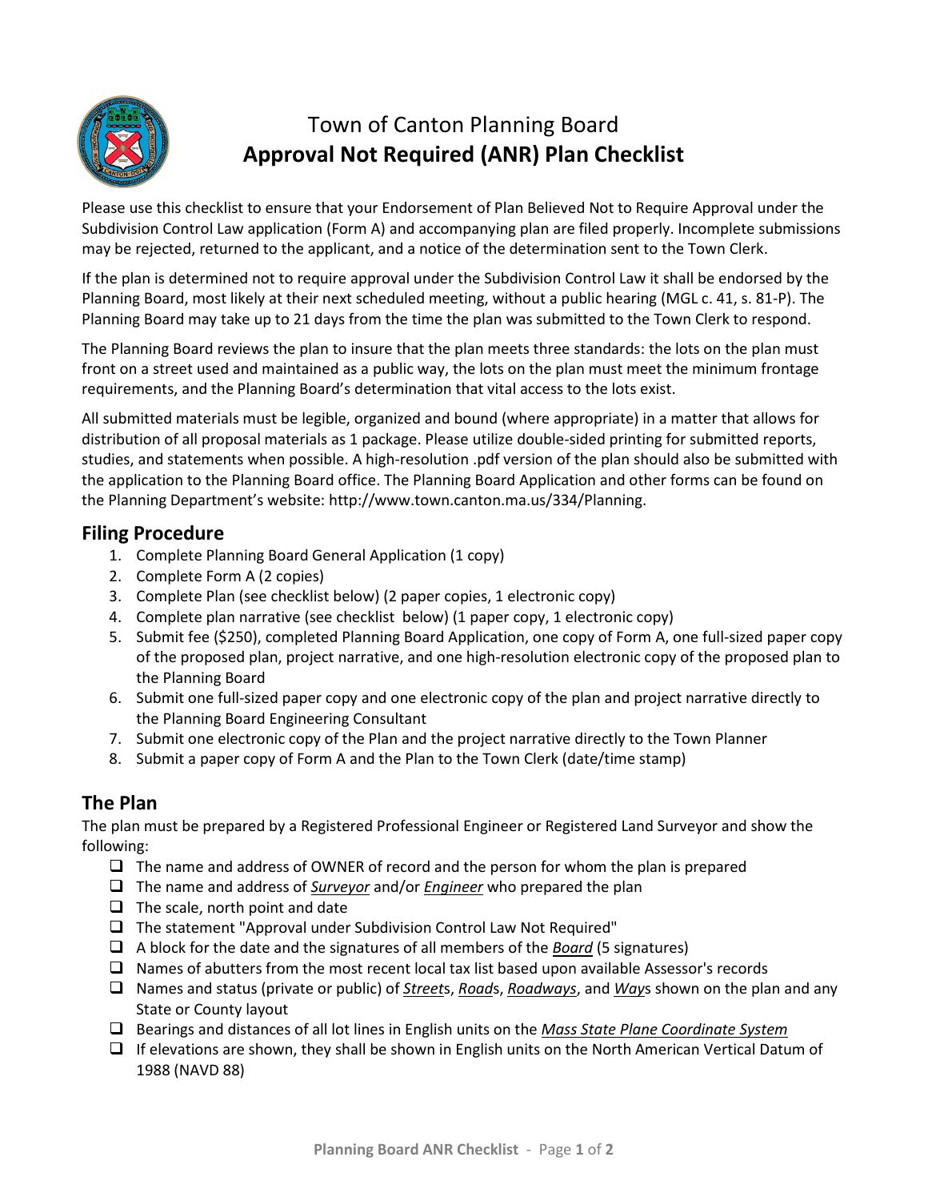# Town of Canton Planning Board
# **Approval Not Required (ANR) Plan Checklist**

Please use this checklist to ensure that your Endorsement of Plan Believed Not to Require Approval under the Subdivision Control Law application (Form A) and accompanying plan are filed properly. Incomplete submissions may be rejected, returned to the applicant, and a notice of the determination sent to the Town Clerk.

If the plan is determined not to require approval under the Subdivision Control Law it shall be endorsed by the Planning Board, most likely at their next scheduled meeting, without a public hearing (MGL c. 41, s. 81-P). The Planning Board may take up to 21 days from the time the plan was submitted to the Town Clerk to respond.

The Planning Board reviews the plan to insure that the plan meets three standards: the lots on the plan must front on a street used and maintained as a public way, the lots on the plan must meet the minimum frontage requirements, and the Planning Board's determination that vital access to the lots exist.

All submitted materials must be legible, organized and bound (where appropriate) in a matter that allows for distribution of all proposal materials as 1 package. Please utilize double-sided printing for submitted reports, studies, and statements when possible. A high-resolution .pdf version of the plan should also be submitted with the application to the Planning Board office. The Planning Board Application and other forms can be found on the Planning Department's website: http://www.town.canton.ma.us/334/Planning.

## Filing Procedure

1. Complete Planning Board General Application (1 copy)
2. Complete Form A (2 copies)
3. Complete Plan (see checklist below) (2 paper copies, 1 electronic copy)
4. Complete plan narrative (see checklist below) (1 paper copy, 1 electronic copy)
5. Submit fee ($250), completed Planning Board Application, one copy of Form A, one full-sized paper copy of the proposed plan, project narrative, and one high-resolution electronic copy of the proposed plan to the Planning Board
6. Submit one full-sized paper copy and one electronic copy of the plan and project narrative directly to the Planning Board Engineering Consultant
7. Submit one electronic copy of the Plan and the project narrative directly to the Town Planner
8. Submit a paper copy of Form A and the Plan to the Town Clerk (date/time stamp)

## The Plan

The plan must be prepared by a Registered Professional Engineer or Registered Land Surveyor and show the following:

- ☐ The name and address of OWNER of record and the person for whom the plan is prepared
- ☐ The name and address of ***Surveyor*** and/or ***Engineer*** who prepared the plan
- ☐ The scale, north point and date
- ☐ The statement "Approval under Subdivision Control Law Not Required"
- ☐ A block for the date and the signatures of all members of the ***Board*** (5 signatures)
- ☐ Names of abutters from the most recent local tax list based upon available Assessor's records
- ☐ Names and status (private or public) of ***Street***s, ***Road***s, ***Roadways***, and ***Way***s shown on the plan and any State or County layout
- ☐ Bearings and distances of all lot lines in English units on the ***Mass State Plane Coordinate System***
- ☐ If elevations are shown, they shall be shown in English units on the North American Vertical Datum of 1988 (NAVD 88)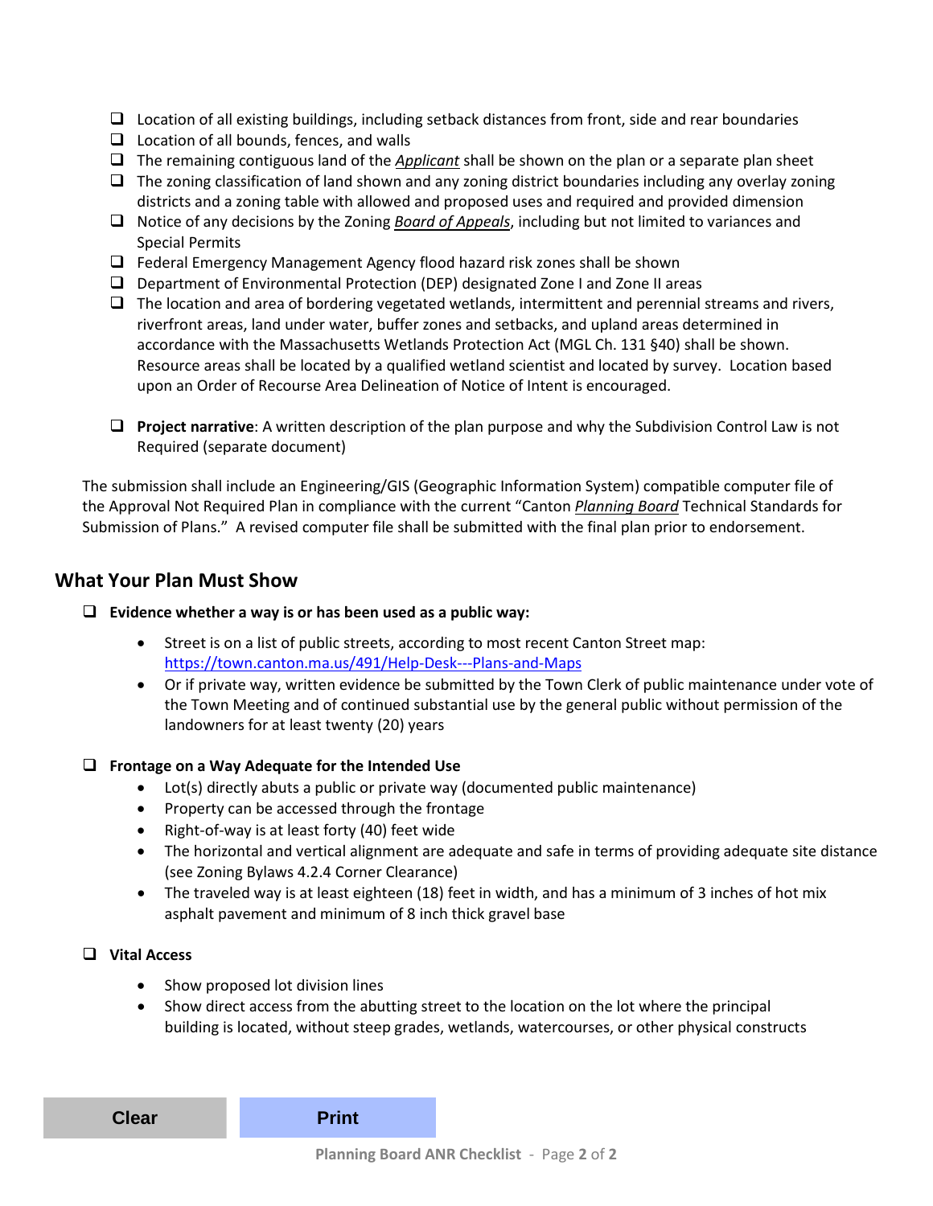- ☐ Location of all existing buildings, including setback distances from front, side and rear boundaries
- ☐ Location of all bounds, fences, and walls
- ☐ The remaining contiguous land of the ***Applicant*** shall be shown on the plan or a separate plan sheet
- ☐ The zoning classification of land shown and any zoning district boundaries including any overlay zoning districts and a zoning table with allowed and proposed uses and required and provided dimension
- ☐ Notice of any decisions by the Zoning ***Board of Appeals***, including but not limited to variances and Special Permits
- ☐ Federal Emergency Management Agency flood hazard risk zones shall be shown
- ☐ Department of Environmental Protection (DEP) designated Zone I and Zone II areas
- ☐ The location and area of bordering vegetated wetlands, intermittent and perennial streams and rivers, riverfront areas, land under water, buffer zones and setbacks, and upland areas determined in accordance with the Massachusetts Wetlands Protection Act (MGL Ch. 131 §40) shall be shown. Resource areas shall be located by a qualified wetland scientist and located by survey. Location based upon an Order of Recourse Area Delineation of Notice of Intent is encouraged.

- ☐ **Project narrative**: A written description of the plan purpose and why the Subdivision Control Law is not Required (separate document)

The submission shall include an Engineering/GIS (Geographic Information System) compatible computer file of the Approval Not Required Plan in compliance with the current "Canton *Planning Board* Technical Standards for Submission of Plans." A revised computer file shall be submitted with the final plan prior to endorsement.

## What Your Plan Must Show

- ☐ **Evidence whether a way is or has been used as a public way:**
  - Street is on a list of public streets, according to most recent Canton Street map: https://town.canton.ma.us/491/Help-Desk---Plans-and-Maps
  - Or if private way, written evidence be submitted by the Town Clerk of public maintenance under vote of the Town Meeting and of continued substantial use by the general public without permission of the landowners for at least twenty (20) years

- ☐ **Frontage on a Way Adequate for the Intended Use**
  - Lot(s) directly abuts a public or private way (documented public maintenance)
  - Property can be accessed through the frontage
  - Right-of-way is at least forty (40) feet wide
  - The horizontal and vertical alignment are adequate and safe in terms of providing adequate site distance (see Zoning Bylaws 4.2.4 Corner Clearance)
  - The traveled way is at least eighteen (18) feet in width, and has a minimum of 3 inches of hot mix asphalt pavement and minimum of 8 inch thick gravel base

- ☐ **Vital Access**
  - Show proposed lot division lines
  - Show direct access from the abutting street to the location on the lot where the principal building is located, without steep grades, wetlands, watercourses, or other physical constructs

Clear | Print